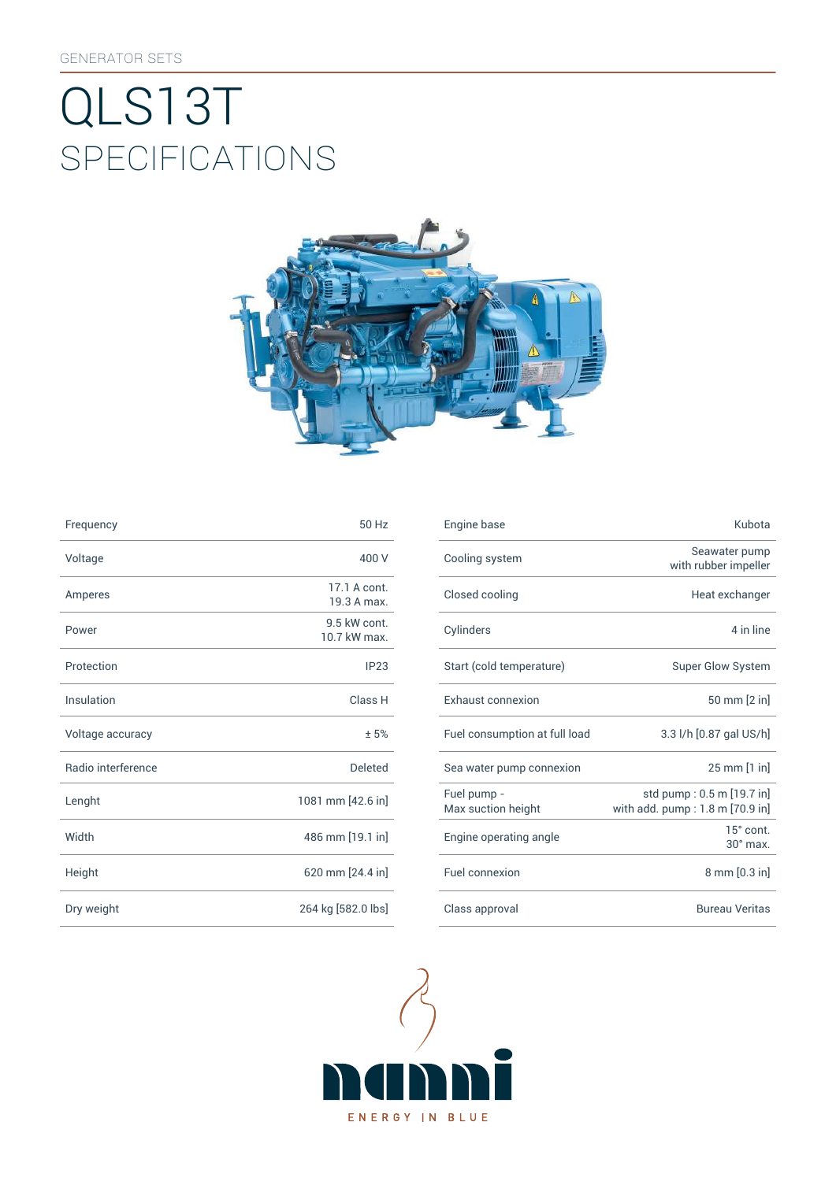GENERATOR SETS

# QLS13T

## SPECIFICATIONS

| | |
|---|---|
| Frequency | 50 Hz |
| Voltage | 400 V |
| Amperes | 17.1 A cont.<br>19.3 A max. |
| Power | 9.5 kW cont.<br>10.7 kW max. |
| Protection | IP23 |
| Insulation | Class H |
| Voltage accuracy | ± 5% |
| Radio interference | Deleted |
| Lenght | 1081 mm [42.6 in] |
| Width | 486 mm [19.1 in] |
| Height | 620 mm [24.4 in] |
| Dry weight | 264 kg [582.0 lbs] |

| | |
|---|---|
| Engine base | Kubota |
| Cooling system | Seawater pump with rubber impeller |
| Closed cooling | Heat exchanger |
| Cylinders | 4 in line |
| Start (cold temperature) | Super Glow System |
| Exhaust connexion | 50 mm [2 in] |
| Fuel consumption at full load | 3.3 l/h [0.87 gal US/h] |
| Sea water pump connexion | 25 mm [1 in] |
| Fuel pump - Max suction height | std pump : 0.5 m [19.7 in]<br>with add. pump : 1.8 m [70.9 in] |
| Engine operating angle | 15° cont.<br>30° max. |
| Fuel connexion | 8 mm [0.3 in] |
| Class approval | Bureau Veritas |

nanni

ENERGY IN BLUE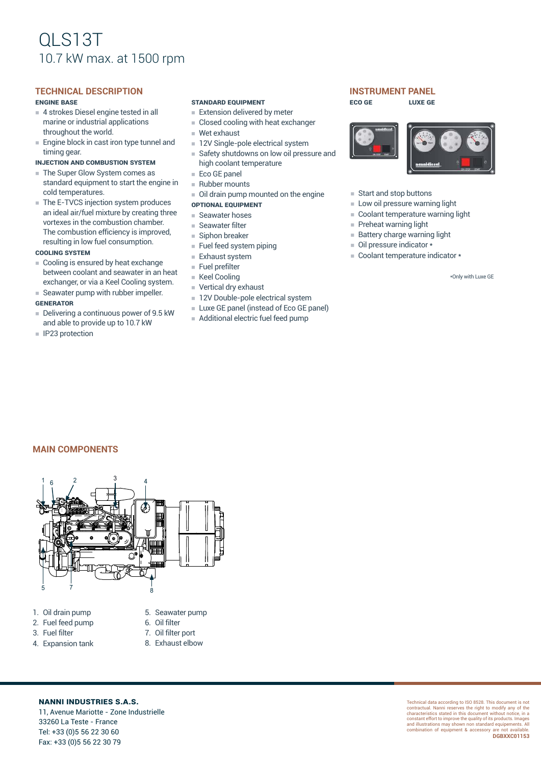# QLS13T

## 10.7 kW max. at 1500 rpm

## TECHNICAL DESCRIPTION

### ENGINE BASE

- 4 strokes Diesel engine tested in all marine or industrial applications throughout the world.
- Engine block in cast iron type tunnel and timing gear.

### INJECTION AND COMBUSTION SYSTEM

- The Super Glow System comes as standard equipment to start the engine in cold temperatures.
- The E-TVCS injection system produces an ideal air/fuel mixture by creating three vortexes in the combustion chamber. The combustion efficiency is improved, resulting in low fuel consumption.

### COOLING SYSTEM

- Cooling is ensured by heat exchange between coolant and seawater in an heat exchanger, or via a Keel Cooling system.
- Seawater pump with rubber impeller.

### GENERATOR

- Delivering a continuous power of 9.5 kW and able to provide up to 10.7 kW
- IP23 protection

### STANDARD EQUIPMENT

- Extension delivered by meter
- Closed cooling with heat exchanger
- Wet exhaust
- 12V Single-pole electrical system
- Safety shutdowns on low oil pressure and high coolant temperature
- Eco GE panel
- Rubber mounts
- Oil drain pump mounted on the engine

### OPTIONAL EQUIPMENT

- Seawater hoses
- Seawater filter
- Siphon breaker
- Fuel feed system piping
- Exhaust system
- Fuel prefilter
- Keel Cooling
- Vertical dry exhaust
- 12V Double-pole electrical system
- Luxe GE panel (instead of Eco GE panel)
- Additional electric fuel feed pump

## INSTRUMENT PANEL

ECO GE | LUXE GE

- Start and stop buttons
- Low oil pressure warning light
- Coolant temperature warning light
- Preheat warning light
- Battery charge warning light
- Oil pressure indicator *
- Coolant temperature indicator *

*Only with Luxe GE

## MAIN COMPONENTS

1. Oil drain pump
2. Fuel feed pump
3. Fuel filter
4. Expansion tank
5. Seawater pump
6. Oil filter
7. Oil filter port
8. Exhaust elbow

**NANNI INDUSTRIES S.A.S.**
11, Avenue Mariotte - Zone Industrielle
33260 La Teste - France
Tel: +33 (0)5 56 22 30 60
Fax: +33 (0)5 56 22 30 79

Technical data according to ISO 8528. This document is not contractual. Nanni reserves the right to modify any of the characteristics stated in this document without notice, in a constant effort to improve the quality of its products. Images and illustrations may shown non standard equipements. All combination of equipment & accessory are not available.
**DGBXXC01153**